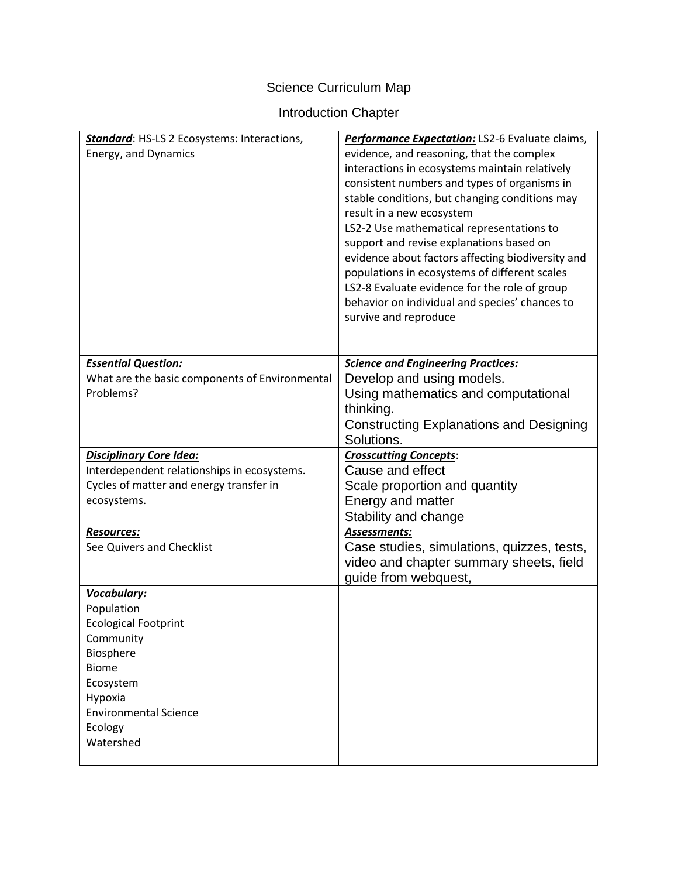# Science Curriculum Map

## Introduction Chapter

| | |
|---|---|
| ***Standard***: HS-LS 2 Ecosystems: Interactions, Energy, and Dynamics | ***Performance Expectation:*** LS2-6 Evaluate claims, evidence, and reasoning, that the complex interactions in ecosystems maintain relatively consistent numbers and types of organisms in stable conditions, but changing conditions may result in a new ecosystem<br>LS2-2 Use mathematical representations to support and revise explanations based on evidence about factors affecting biodiversity and populations in ecosystems of different scales<br>LS2-8 Evaluate evidence for the role of group behavior on individual and species' chances to survive and reproduce |
| ***Essential Question:***<br>What are the basic components of Environmental Problems? | ***Science and Engineering Practices:***<br>Develop and using models.<br>Using mathematics and computational thinking.<br>Constructing Explanations and Designing Solutions. |
| ***Disciplinary Core Idea:***<br>Interdependent relationships in ecosystems.<br>Cycles of matter and energy transfer in ecosystems. | ***Crosscutting Concepts***:<br>Cause and effect<br>Scale proportion and quantity<br>Energy and matter<br>Stability and change |
| ***Resources:***<br>See Quivers and Checklist | ***Assessments:***<br>Case studies, simulations, quizzes, tests, video and chapter summary sheets, field guide from webquest, |
| ***Vocabulary:***<br>Population<br>Ecological Footprint<br>Community<br>Biosphere<br>Biome<br>Ecosystem<br>Hypoxia<br>Environmental Science<br>Ecology<br>Watershed | |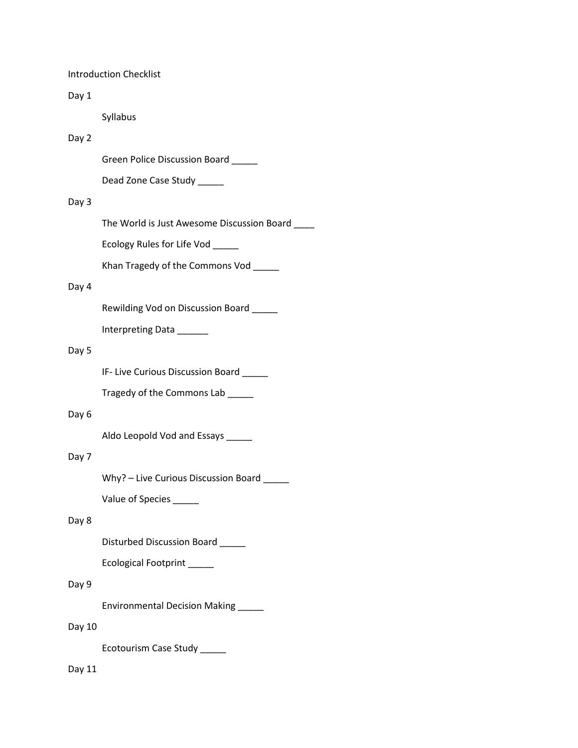Introduction Checklist

Day 1

Syllabus

Day 2

Green Police Discussion Board _____

Dead Zone Case Study _____

Day 3

The World is Just Awesome Discussion Board ____

Ecology Rules for Life Vod _____

Khan Tragedy of the Commons Vod _____

Day 4

Rewilding Vod on Discussion Board _____

Interpreting Data ______

Day 5

IF- Live Curious Discussion Board _____

Tragedy of the Commons Lab _____

Day 6

Aldo Leopold Vod and Essays _____

Day 7

Why? – Live Curious Discussion Board _____

Value of Species _____

Day 8

Disturbed Discussion Board _____

Ecological Footprint _____

Day 9

Environmental Decision Making _____

Day 10

Ecotourism Case Study _____

Day 11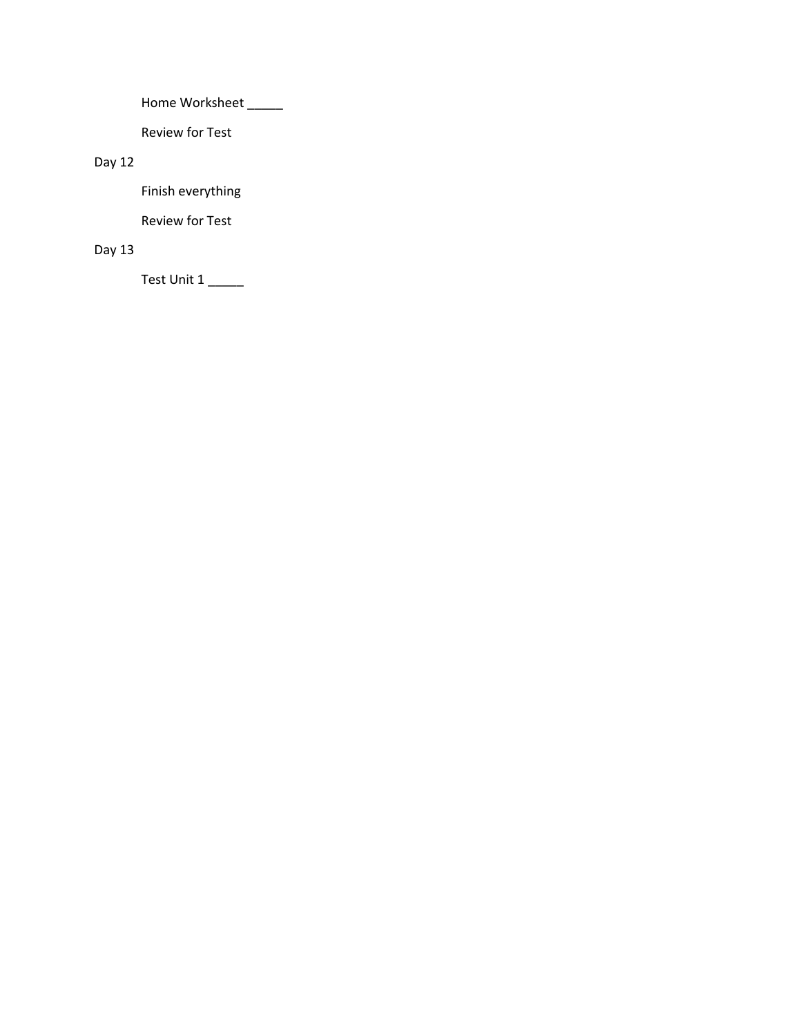Home Worksheet _____

Review for Test

Day 12

Finish everything

Review for Test

Day 13

Test Unit 1 _____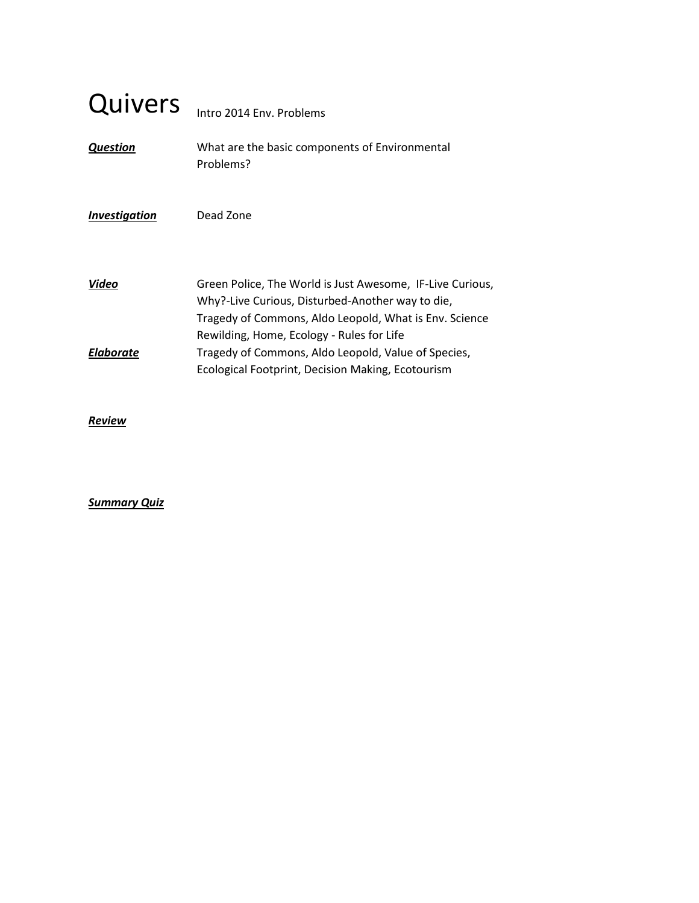# Quivers

Intro 2014 Env. Problems

***Question*** What are the basic components of Environmental Problems?

***Investigation*** Dead Zone

***Video*** Green Police, The World is Just Awesome, IF-Live Curious, Why?-Live Curious, Disturbed-Another way to die, Tragedy of Commons, Aldo Leopold, What is Env. Science Rewilding, Home, Ecology - Rules for Life

***Elaborate*** Tragedy of Commons, Aldo Leopold, Value of Species, Ecological Footprint, Decision Making, Ecotourism

***Review***

***Summary Quiz***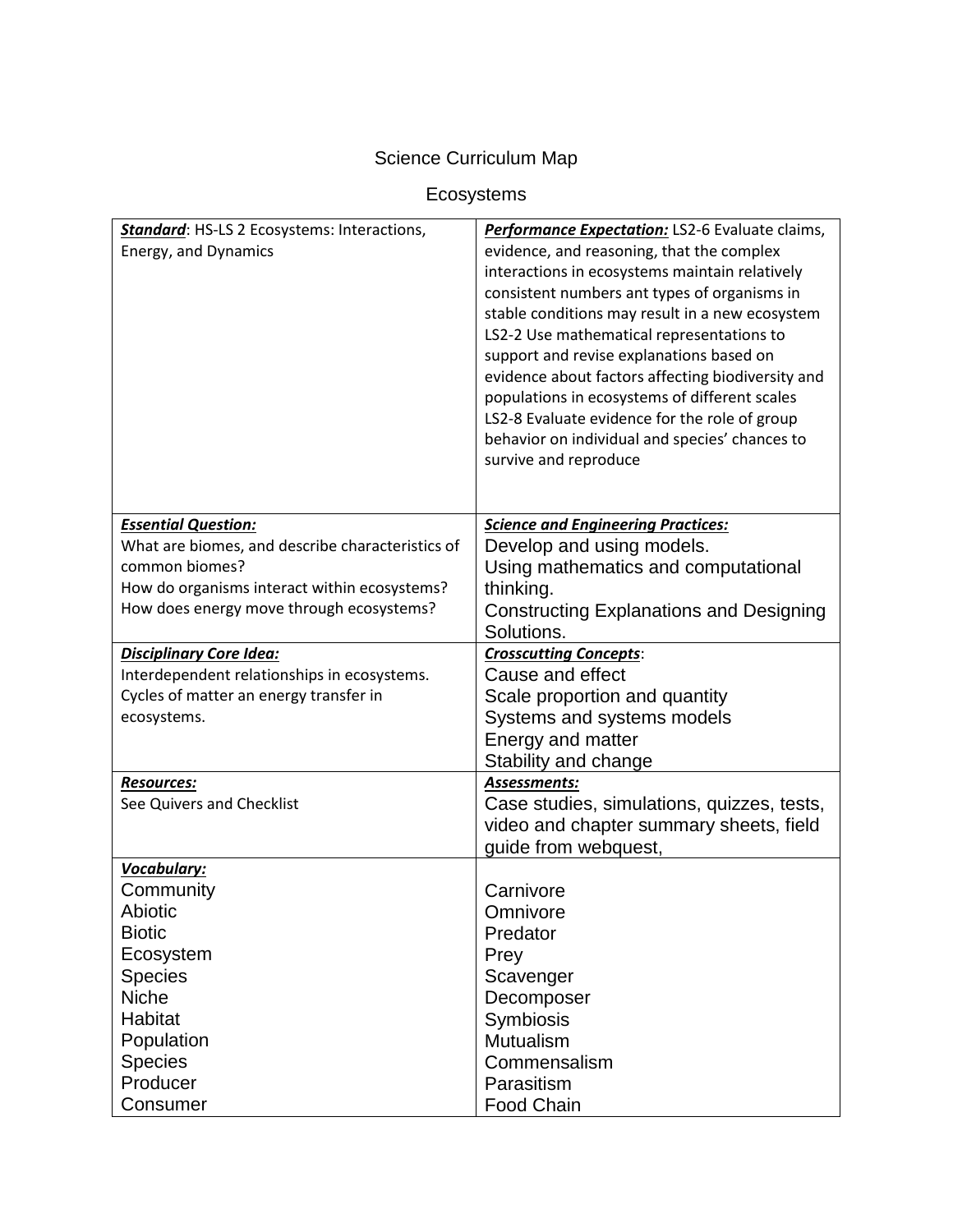Science Curriculum Map

Ecosystems

| ***Standard***: HS-LS 2 Ecosystems: Interactions, Energy, and Dynamics | ***Performance Expectation:*** LS2-6 Evaluate claims, evidence, and reasoning, that the complex interactions in ecosystems maintain relatively consistent numbers ant types of organisms in stable conditions may result in a new ecosystem<br>LS2-2 Use mathematical representations to support and revise explanations based on evidence about factors affecting biodiversity and populations in ecosystems of different scales<br>LS2-8 Evaluate evidence for the role of group behavior on individual and species' chances to survive and reproduce |
|---|---|
| ***Essential Question:***<br>What are biomes, and describe characteristics of common biomes?<br>How do organisms interact within ecosystems?<br>How does energy move through ecosystems? | ***Science and Engineering Practices:***<br>Develop and using models.<br>Using mathematics and computational thinking.<br>Constructing Explanations and Designing Solutions. |
| ***Disciplinary Core Idea:***<br>Interdependent relationships in ecosystems.<br>Cycles of matter an energy transfer in ecosystems. | ***Crosscutting Concepts***:<br>Cause and effect<br>Scale proportion and quantity<br>Systems and systems models<br>Energy and matter<br>Stability and change |
| ***Resources:***<br>See Quivers and Checklist | ***Assessments:***<br>Case studies, simulations, quizzes, tests, video and chapter summary sheets, field guide from webquest, |
| ***Vocabulary:***<br>Community<br>Abiotic<br>Biotic<br>Ecosystem<br>Species<br>Niche<br>Habitat<br>Population<br>Species<br>Producer<br>Consumer | <br>Carnivore<br>Omnivore<br>Predator<br>Prey<br>Scavenger<br>Decomposer<br>Symbiosis<br>Mutualism<br>Commensalism<br>Parasitism<br>Food Chain |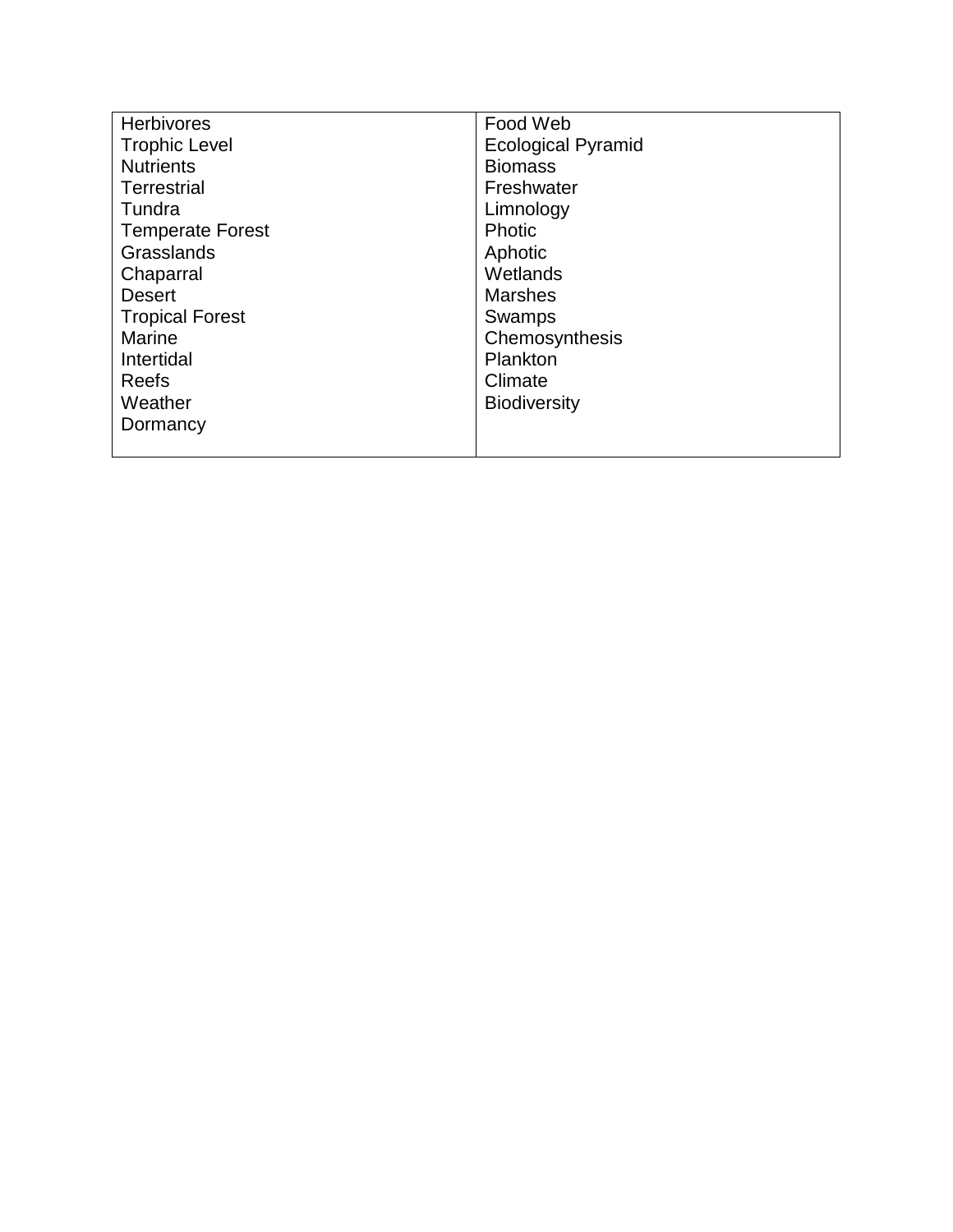| Herbivores<br>Trophic Level<br>Nutrients<br>Terrestrial<br>Tundra<br>Temperate Forest<br>Grasslands<br>Chaparral<br>Desert<br>Tropical Forest<br>Marine<br>Intertidal<br>Reefs<br>Weather<br>Dormancy | Food Web<br>Ecological Pyramid<br>Biomass<br>Freshwater<br>Limnology<br>Photic<br>Aphotic<br>Wetlands<br>Marshes<br>Swamps<br>Chemosynthesis<br>Plankton<br>Climate<br>Biodiversity |
|---|---|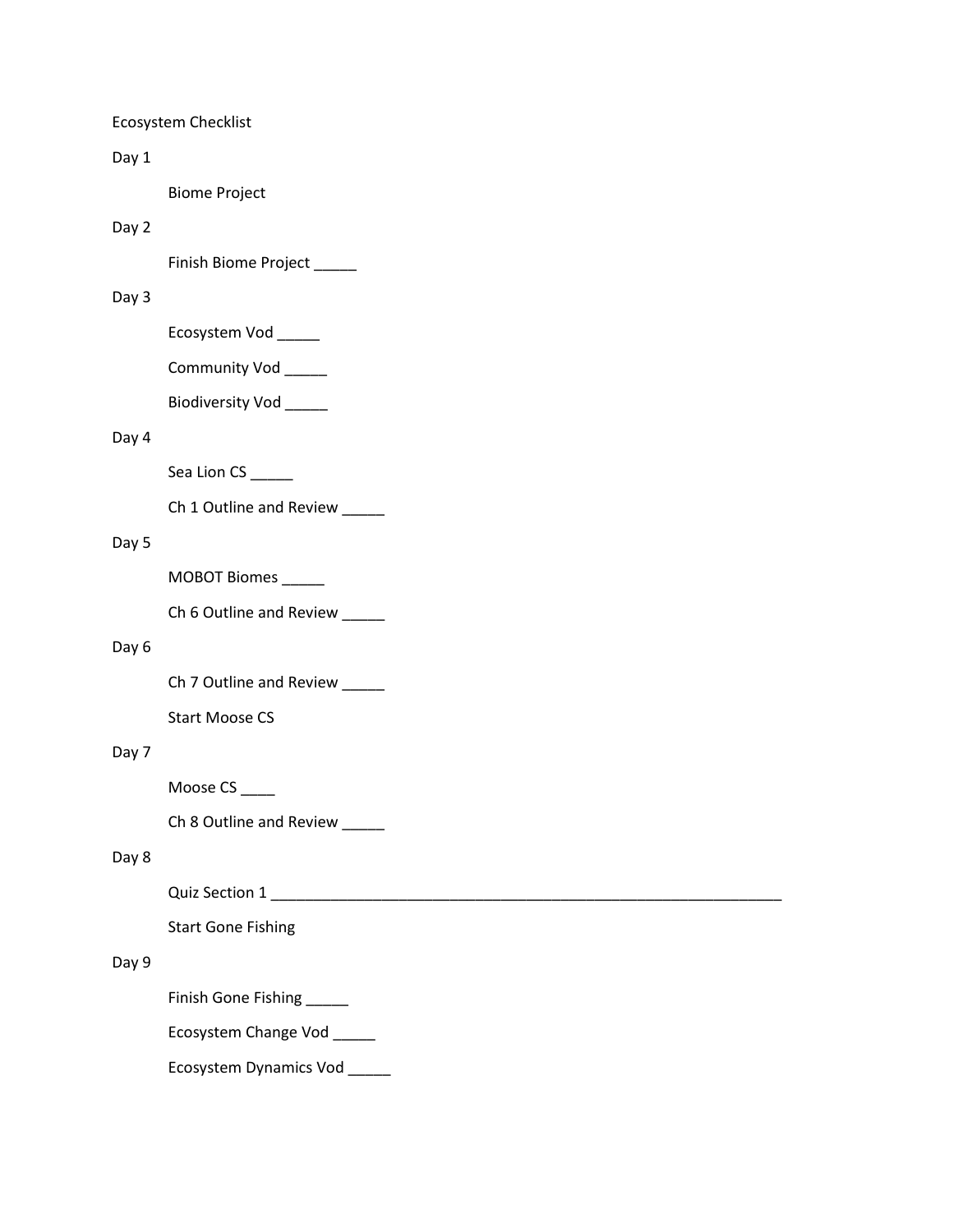Ecosystem Checklist

Day 1

Biome Project

Day 2

Finish Biome Project _____

Day 3

Ecosystem Vod _____

Community Vod _____

Biodiversity Vod _____

Day 4

Sea Lion CS _____

Ch 1 Outline and Review _____

Day 5

MOBOT Biomes _____

Ch 6 Outline and Review _____

Day 6

Ch 7 Outline and Review _____

Start Moose CS

Day 7

Moose CS ____

Ch 8 Outline and Review _____

Day 8

Quiz Section 1 _______________________________________________________________

Start Gone Fishing

Day 9

Finish Gone Fishing _____

Ecosystem Change Vod _____

Ecosystem Dynamics Vod _____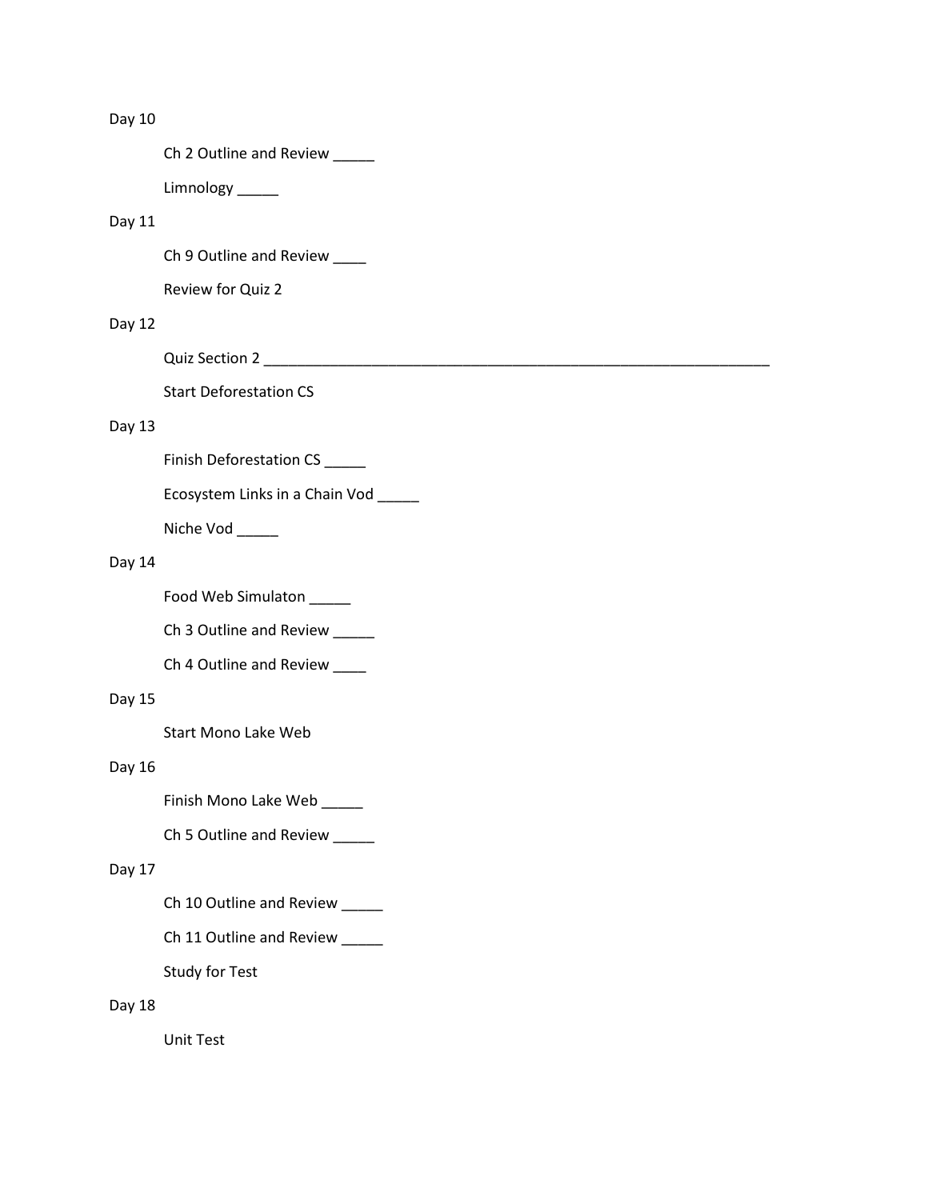Day 10

Ch 2 Outline and Review _____

Limnology _____

Day 11

Ch 9 Outline and Review ____

Review for Quiz 2

Day 12

Quiz Section 2 ________________________________________________________________

Start Deforestation CS

Day 13

Finish Deforestation CS _____

Ecosystem Links in a Chain Vod _____

Niche Vod _____

Day 14

Food Web Simulaton _____

Ch 3 Outline and Review _____

Ch 4 Outline and Review ____

Day 15

Start Mono Lake Web

Day 16

Finish Mono Lake Web _____

Ch 5 Outline and Review _____

Day 17

Ch 10 Outline and Review _____

Ch 11 Outline and Review _____

Study for Test

Day 18

Unit Test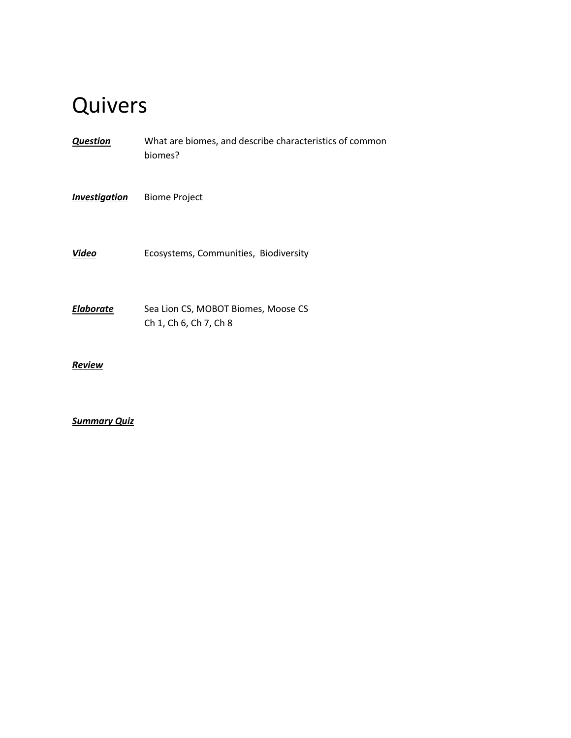# Quivers

***Question*** What are biomes, and describe characteristics of common biomes?

***Investigation*** Biome Project

***Video*** Ecosystems, Communities, Biodiversity

***Elaborate*** Sea Lion CS, MOBOT Biomes, Moose CS
Ch 1, Ch 6, Ch 7, Ch 8

***Review***

***Summary Quiz***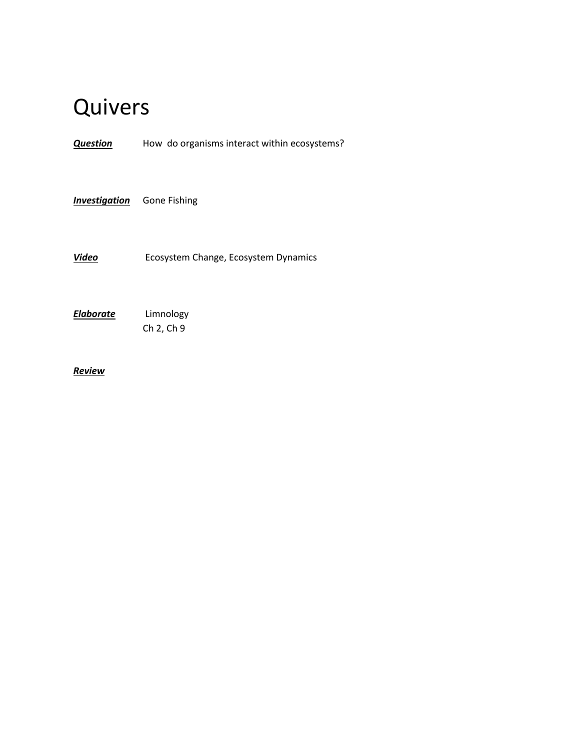# Quivers

***Question*** How do organisms interact within ecosystems?

***Investigation*** Gone Fishing

***Video*** Ecosystem Change, Ecosystem Dynamics

***Elaborate*** Limnology
Ch 2, Ch 9

***Review***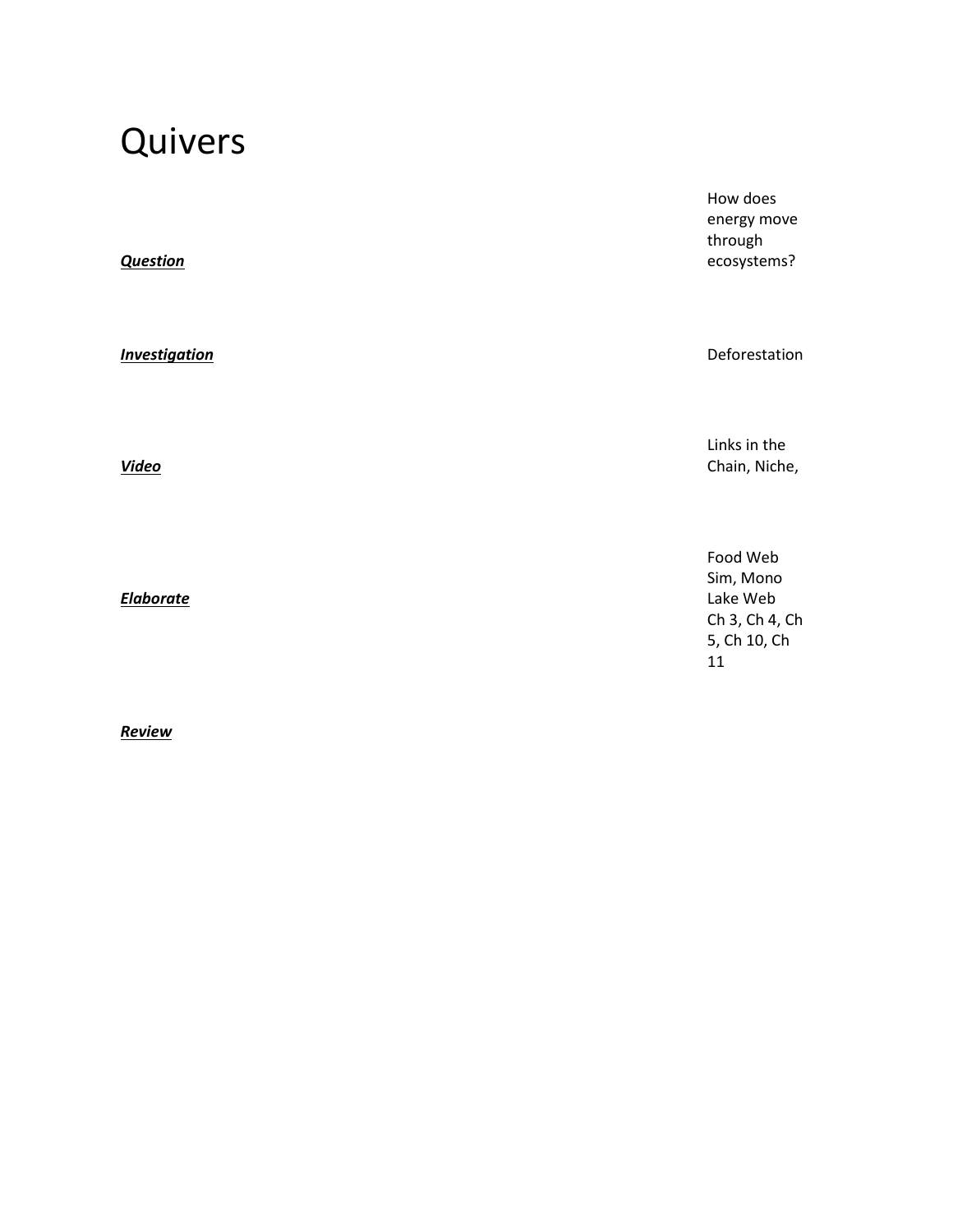# Quivers

| | |
|---|---|
| ***Question*** | How does energy move through ecosystems? |
| ***Investigation*** | Deforestation |
| ***Video*** | Links in the Chain, Niche, |
| ***Elaborate*** | Food Web Sim, Mono Lake Web Ch 3, Ch 4, Ch 5, Ch 10, Ch 11 |
| ***Review*** | |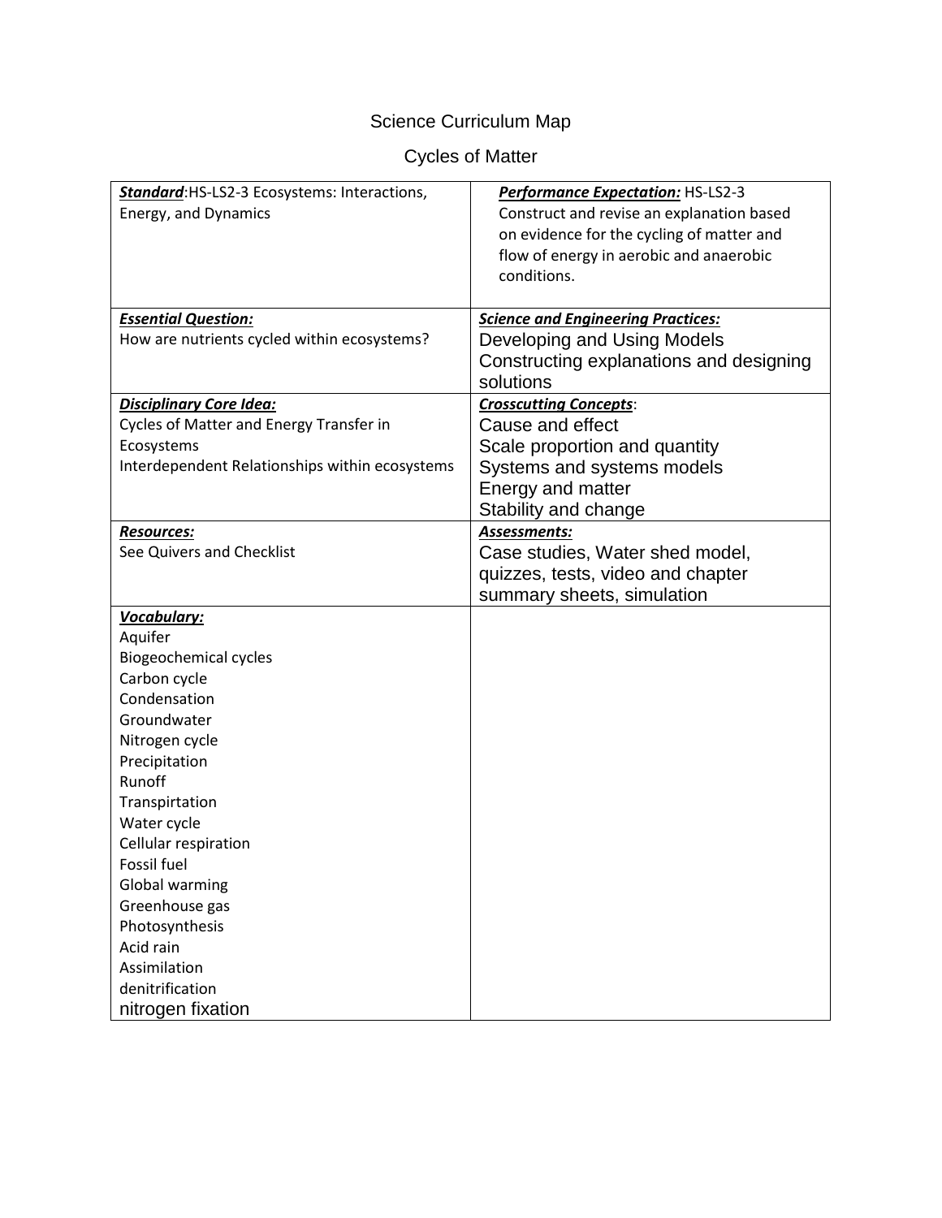Science Curriculum Map

Cycles of Matter

| ***Standard***:HS-LS2-3 Ecosystems: Interactions, Energy, and Dynamics | ***Performance Expectation:*** HS-LS2-3 Construct and revise an explanation based on evidence for the cycling of matter and flow of energy in aerobic and anaerobic conditions. |
|---|---|
| ***Essential Question:***<br>How are nutrients cycled within ecosystems? | ***Science and Engineering Practices:***<br>Developing and Using Models<br>Constructing explanations and designing solutions |
| ***Disciplinary Core Idea:***<br>Cycles of Matter and Energy Transfer in Ecosystems<br>Interdependent Relationships within ecosystems | ***Crosscutting Concepts***:<br>Cause and effect<br>Scale proportion and quantity<br>Systems and systems models<br>Energy and matter<br>Stability and change |
| ***Resources:***<br>See Quivers and Checklist | ***Assessments:***<br>Case studies, Water shed model, quizzes, tests, video and chapter summary sheets, simulation |
| ***Vocabulary:***<br>Aquifer<br>Biogeochemical cycles<br>Carbon cycle<br>Condensation<br>Groundwater<br>Nitrogen cycle<br>Precipitation<br>Runoff<br>Transpirtation<br>Water cycle<br>Cellular respiration<br>Fossil fuel<br>Global warming<br>Greenhouse gas<br>Photosynthesis<br>Acid rain<br>Assimilation<br>denitrification<br>nitrogen fixation | |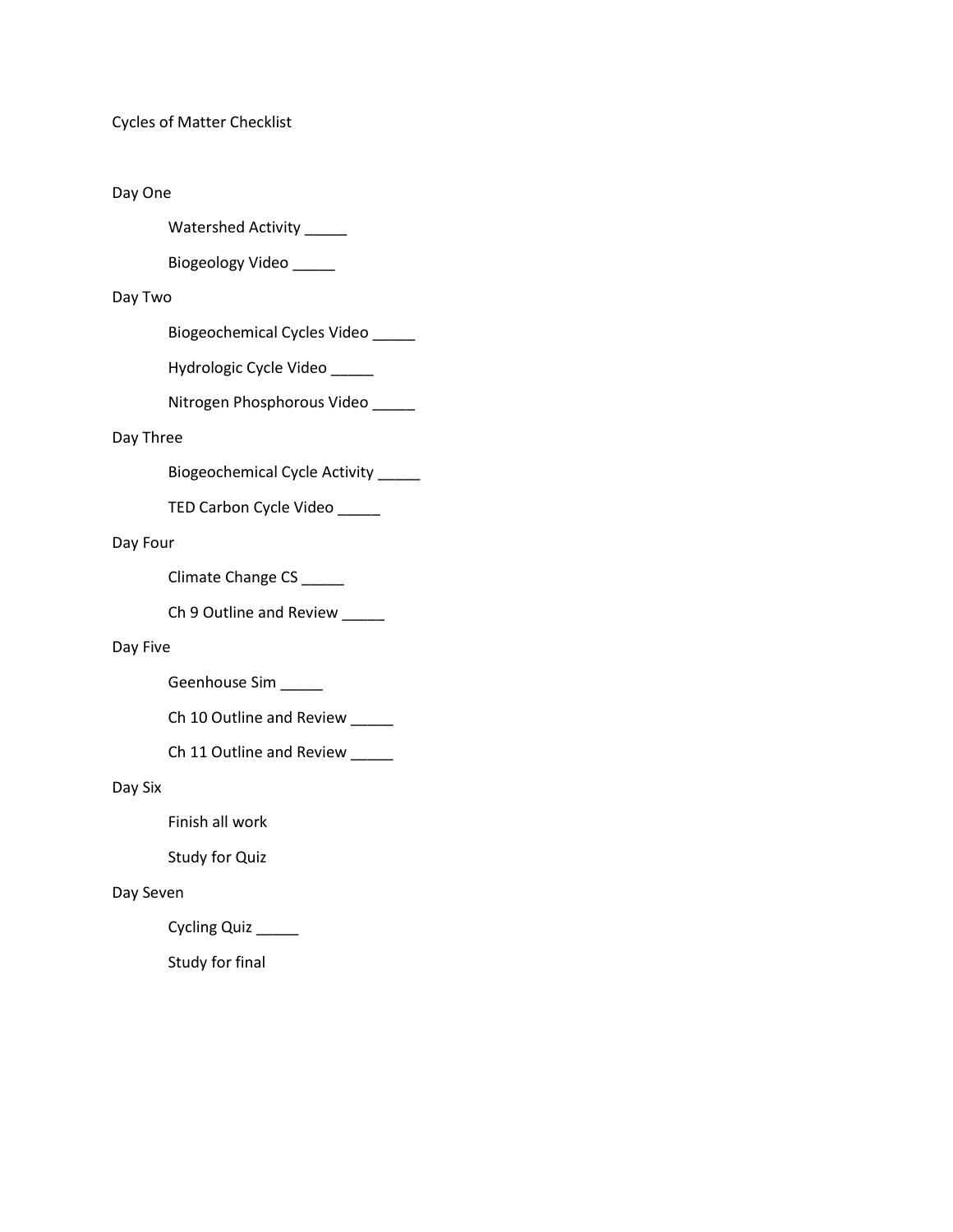# Cycles of Matter Checklist

## Day One

- Watershed Activity _____
- Biogeology Video _____

## Day Two

- Biogeochemical Cycles Video _____
- Hydrologic Cycle Video _____
- Nitrogen Phosphorous Video _____

## Day Three

- Biogeochemical Cycle Activity _____
- TED Carbon Cycle Video _____

## Day Four

- Climate Change CS _____
- Ch 9 Outline and Review _____

## Day Five

- Geenhouse Sim _____
- Ch 10 Outline and Review _____
- Ch 11 Outline and Review _____

## Day Six

- Finish all work
- Study for Quiz

## Day Seven

- Cycling Quiz _____
- Study for final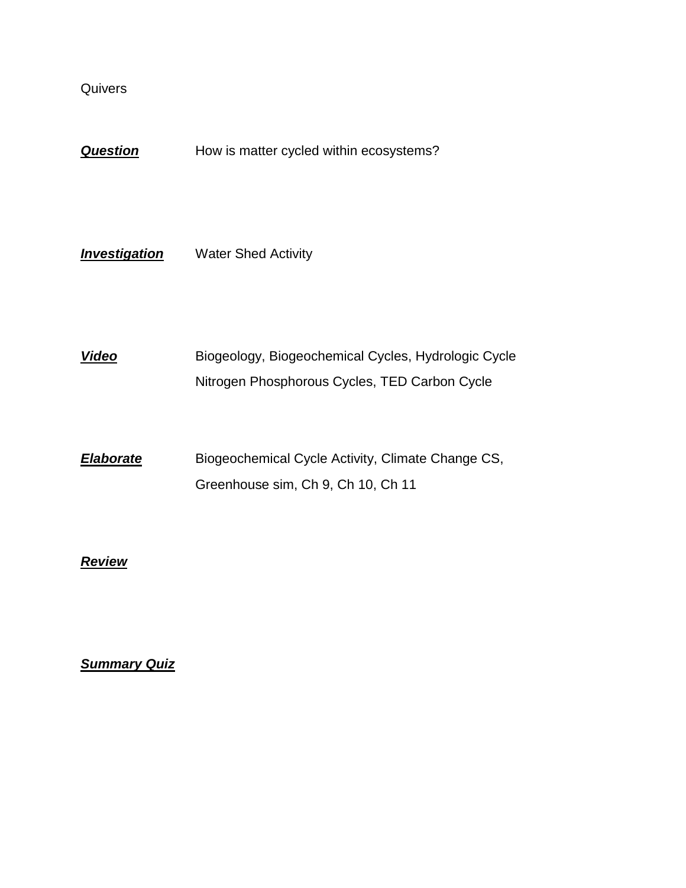Quivers

***Question*** How is matter cycled within ecosystems?

***Investigation*** Water Shed Activity

***Video*** Biogeology, Biogeochemical Cycles, Hydrologic Cycle
Nitrogen Phosphorous Cycles, TED Carbon Cycle

***Elaborate*** Biogeochemical Cycle Activity, Climate Change CS,
Greenhouse sim, Ch 9, Ch 10, Ch 11

***Review***

***Summary Quiz***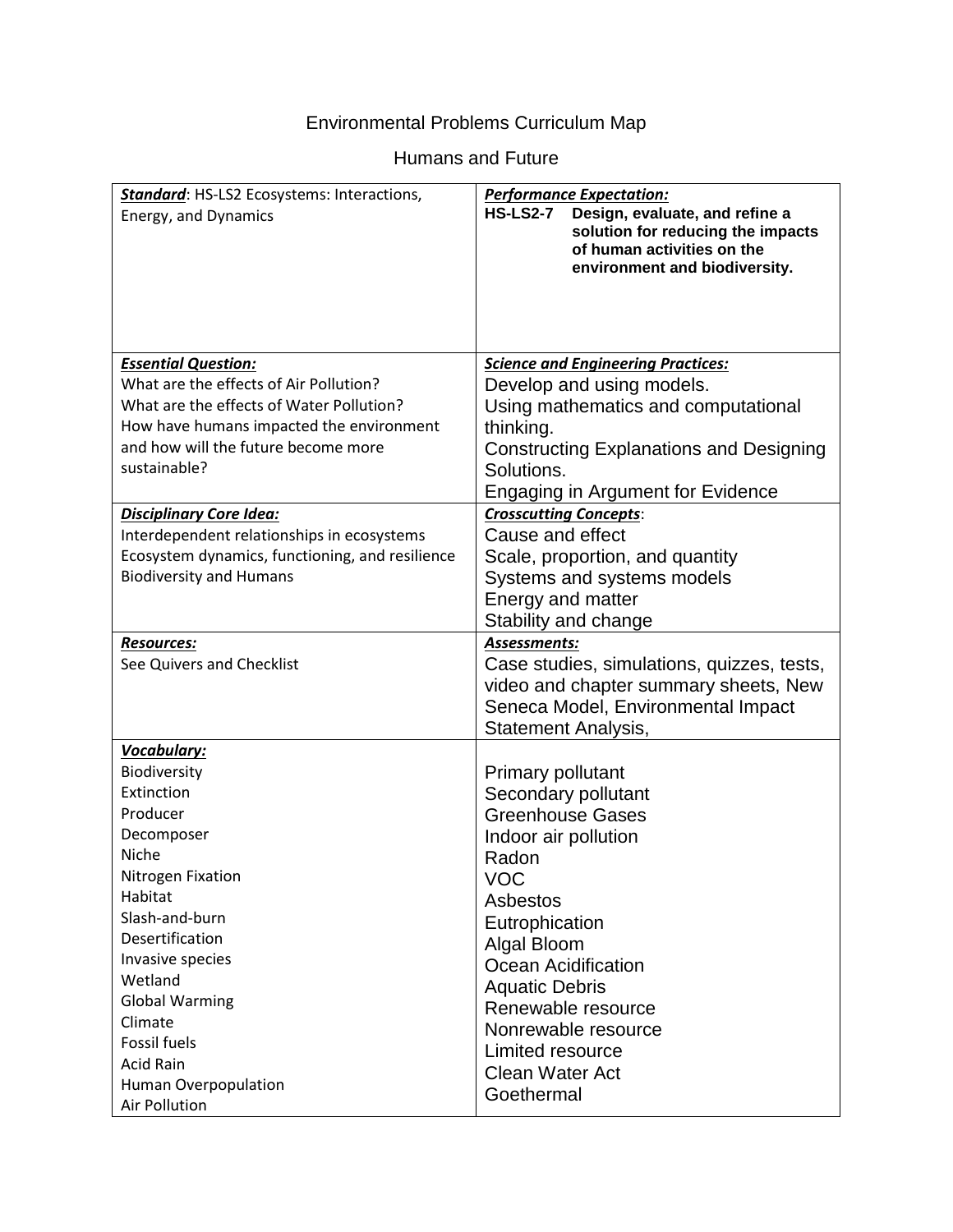# Environmental Problems Curriculum Map

## Humans and Future

| ***Standard***: HS-LS2 Ecosystems: Interactions, Energy, and Dynamics | ***Performance Expectation:***<br>**HS-LS2-7 Design, evaluate, and refine a solution for reducing the impacts of human activities on the environment and biodiversity.** |
|---|---|
| ***Essential Question:***<br>What are the effects of Air Pollution?<br>What are the effects of Water Pollution?<br>How have humans impacted the environment and how will the future become more sustainable? | ***Science and Engineering Practices:***<br>Develop and using models.<br>Using mathematics and computational thinking.<br>Constructing Explanations and Designing Solutions.<br>Engaging in Argument for Evidence |
| ***Disciplinary Core Idea:***<br>Interdependent relationships in ecosystems<br>Ecosystem dynamics, functioning, and resilience<br>Biodiversity and Humans | ***Crosscutting Concepts***:<br>Cause and effect<br>Scale, proportion, and quantity<br>Systems and systems models<br>Energy and matter<br>Stability and change |
| ***Resources:***<br>See Quivers and Checklist | ***Assessments:***<br>Case studies, simulations, quizzes, tests, video and chapter summary sheets, New Seneca Model, Environmental Impact Statement Analysis, |
| ***Vocabulary:***<br>Biodiversity<br>Extinction<br>Producer<br>Decomposer<br>Niche<br>Nitrogen Fixation<br>Habitat<br>Slash-and-burn<br>Desertification<br>Invasive species<br>Wetland<br>Global Warming<br>Climate<br>Fossil fuels<br>Acid Rain<br>Human Overpopulation<br>Air Pollution | Primary pollutant<br>Secondary pollutant<br>Greenhouse Gases<br>Indoor air pollution<br>Radon<br>VOC<br>Asbestos<br>Eutrophication<br>Algal Bloom<br>Ocean Acidification<br>Aquatic Debris<br>Renewable resource<br>Nonrewable resource<br>Limited resource<br>Clean Water Act<br>Goethermal |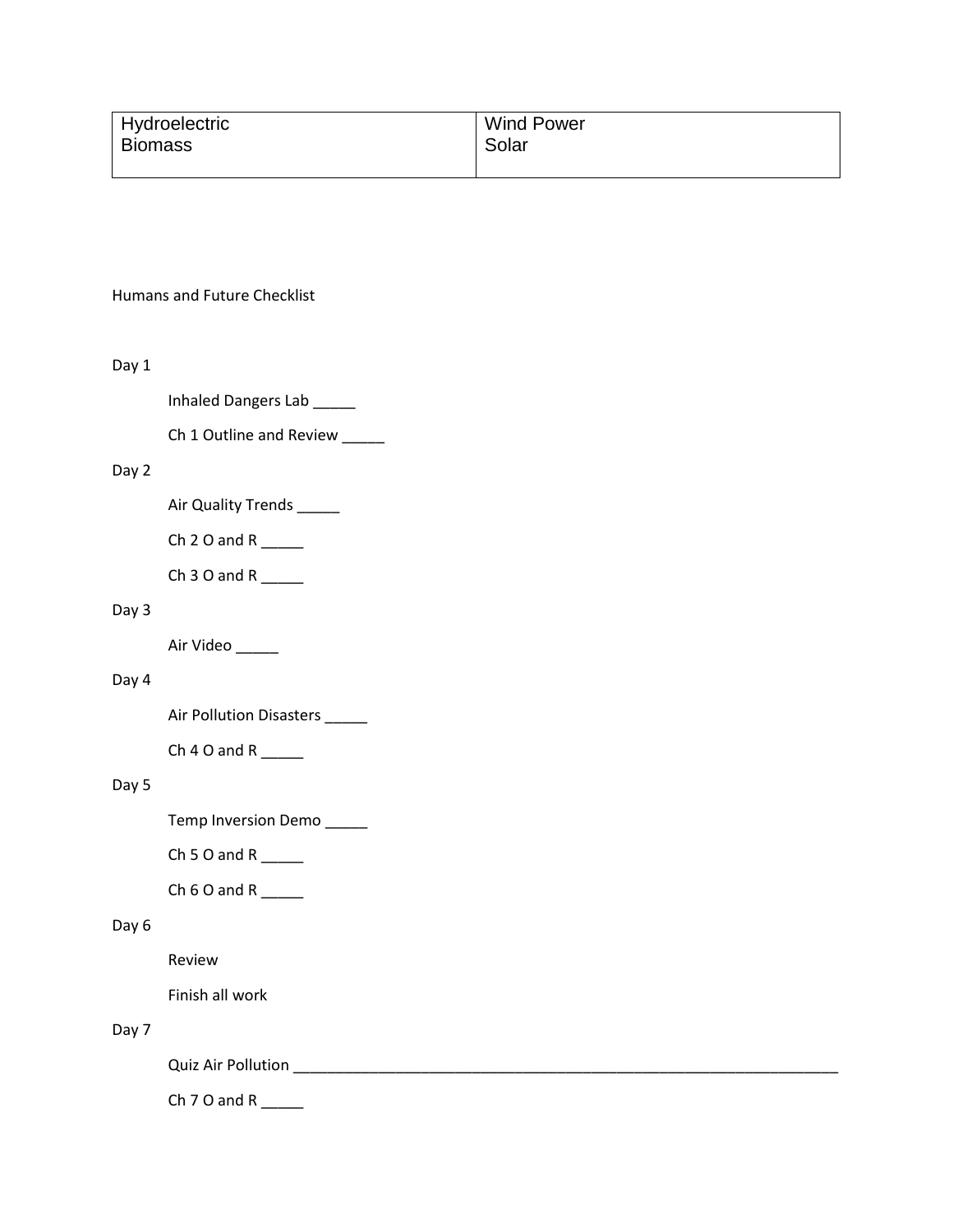| Hydroelectric<br>Biomass | Wind Power<br>Solar |
|---|---|

Humans and Future Checklist

Day 1

Inhaled Dangers Lab _____

Ch 1 Outline and Review _____

Day 2

Air Quality Trends _____

Ch 2 O and R _____

Ch 3 O and R _____

Day 3

Air Video _____

Day 4

Air Pollution Disasters _____

Ch 4 O and R _____

Day 5

Temp Inversion Demo _____

Ch 5 O and R _____

Ch 6 O and R _____

Day 6

Review

Finish all work

Day 7

Quiz Air Pollution ____________________________________________________________________

Ch 7 O and R _____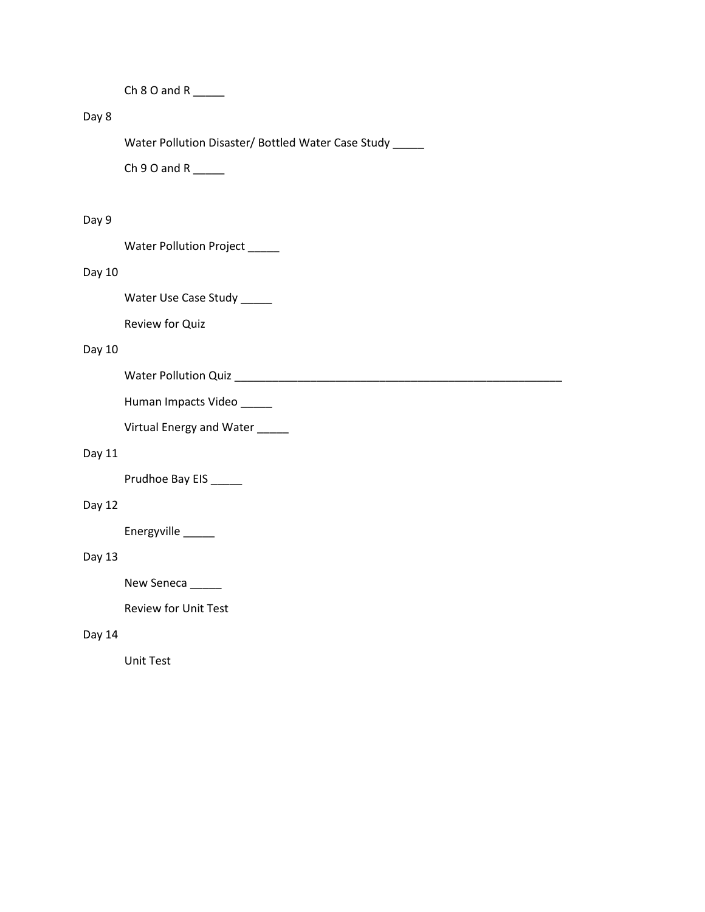Ch 8 O and R _____

Day 8

Water Pollution Disaster/ Bottled Water Case Study _____

Ch 9 O and R _____

Day 9

Water Pollution Project _____

Day 10

Water Use Case Study _____

Review for Quiz

Day 10

Water Pollution Quiz ______________________________________________________

Human Impacts Video _____

Virtual Energy and Water _____

Day 11

Prudhoe Bay EIS _____

Day 12

Energyville _____

Day 13

New Seneca _____

Review for Unit Test

Day 14

Unit Test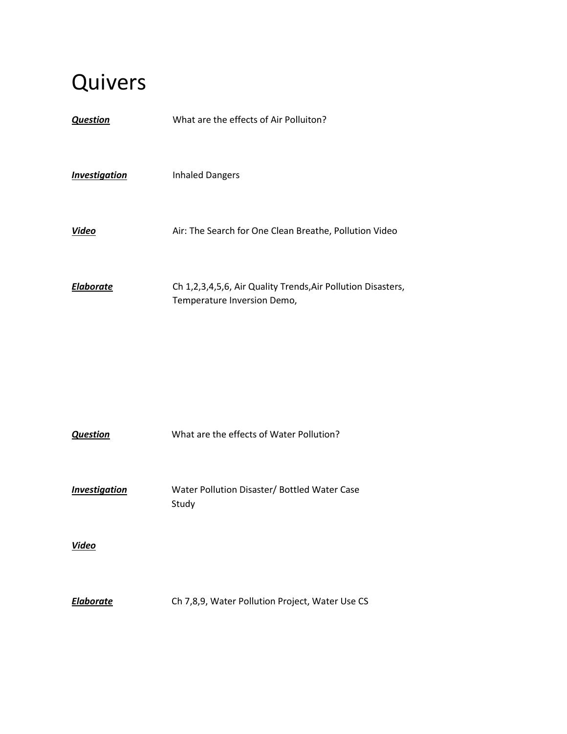# Quivers

***Question*** What are the effects of Air Polluiton?

***Investigation*** Inhaled Dangers

***Video*** Air: The Search for One Clean Breathe, Pollution Video

***Elaborate*** Ch 1,2,3,4,5,6, Air Quality Trends,Air Pollution Disasters, Temperature Inversion Demo,

***Question*** What are the effects of Water Pollution?

***Investigation*** Water Pollution Disaster/ Bottled Water Case Study

***Video***

***Elaborate*** Ch 7,8,9, Water Pollution Project, Water Use CS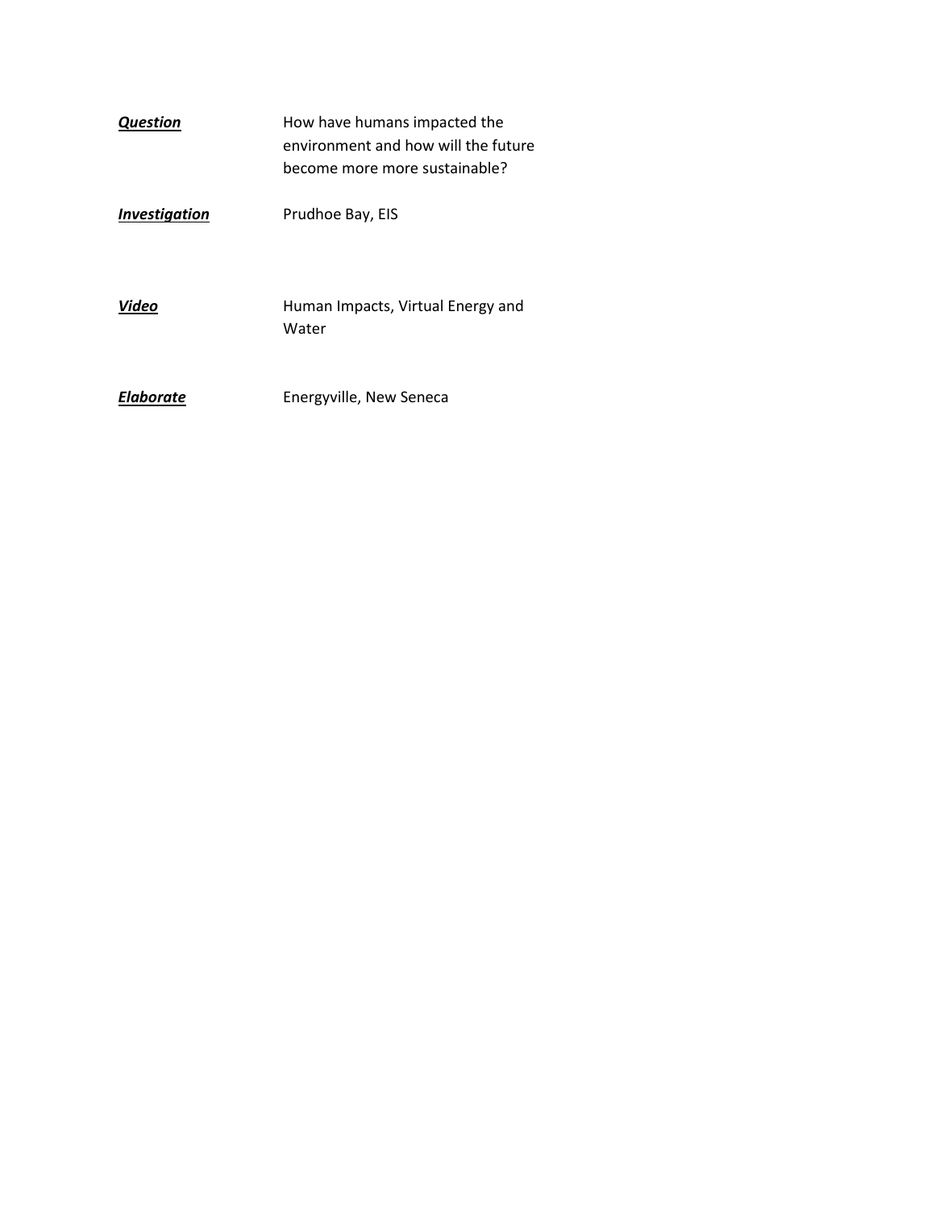***Question*** How have humans impacted the environment and how will the future become more more sustainable?

***Investigation*** Prudhoe Bay, EIS

***Video*** Human Impacts, Virtual Energy and Water

***Elaborate*** Energyville, New Seneca